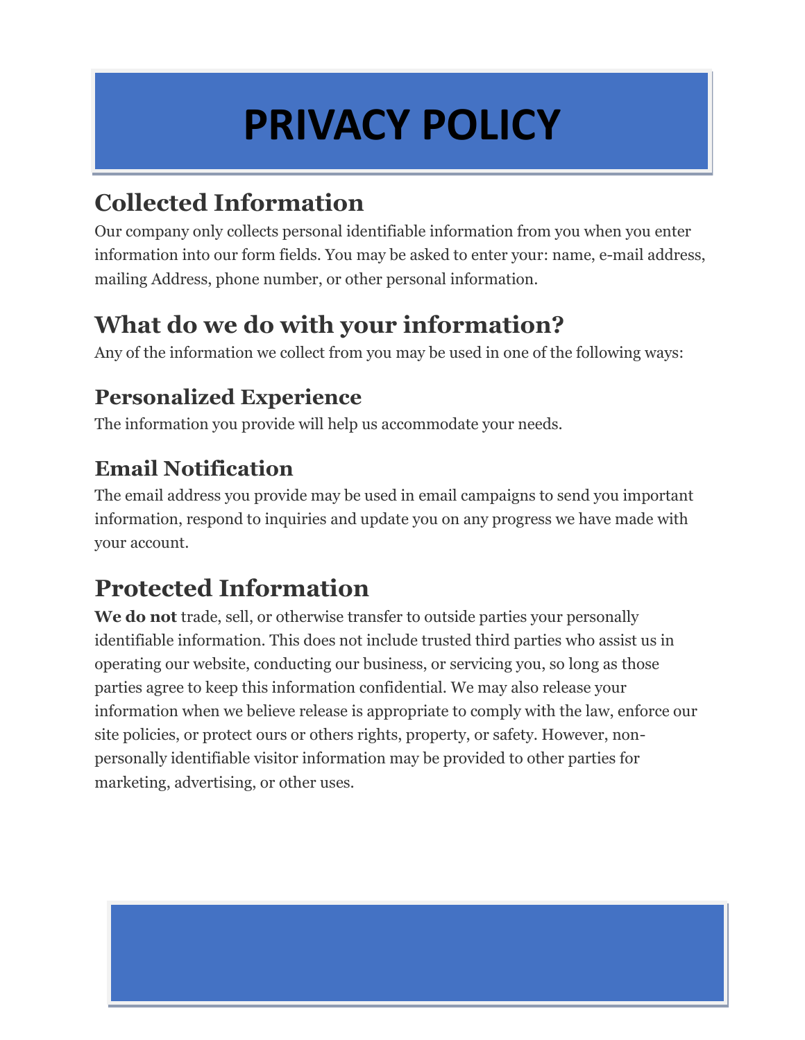# PRIVACY POLICY

## Collected Information

Our company only collects personal identifiable information from you when you enter information into our form fields. You may be asked to enter your: name, e-mail address, mailing Address, phone number, or other personal information.

## What do we do with your information?

Any of the information we collect from you may be used in one of the following ways:

### Personalized Experience

The information you provide will help us accommodate your needs.

### Email Notification

The email address you provide may be used in email campaigns to send you important information, respond to inquiries and update you on any progress we have made with your account.

## Protected Information

**We do not** trade, sell, or otherwise transfer to outside parties your personally identifiable information. This does not include trusted third parties who assist us in operating our website, conducting our business, or servicing you, so long as those parties agree to keep this information confidential. We may also release your information when we believe release is appropriate to comply with the law, enforce our site policies, or protect ours or others rights, property, or safety. However, non-personally identifiable visitor information may be provided to other parties for marketing, advertising, or other uses.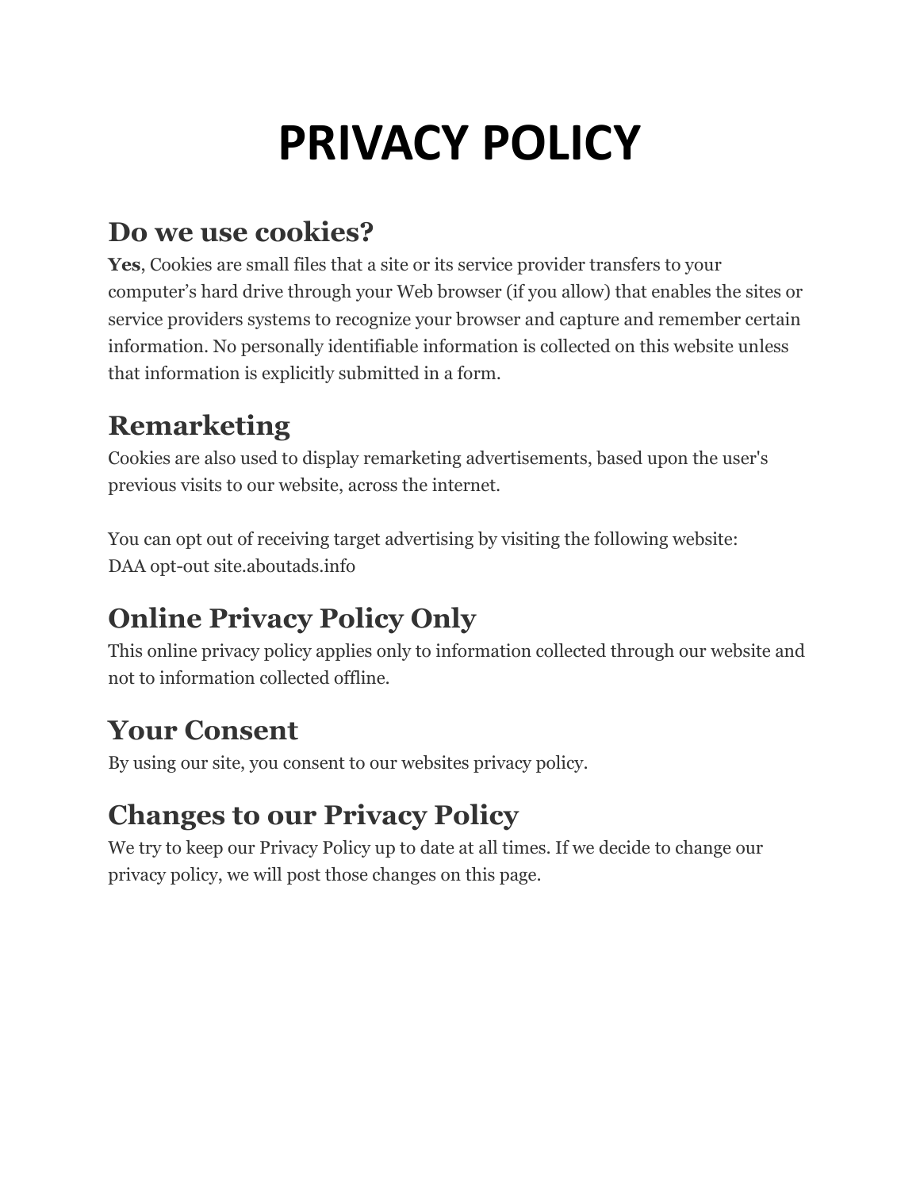# PRIVACY POLICY

## Do we use cookies?

**Yes**, Cookies are small files that a site or its service provider transfers to your computer's hard drive through your Web browser (if you allow) that enables the sites or service providers systems to recognize your browser and capture and remember certain information. No personally identifiable information is collected on this website unless that information is explicitly submitted in a form.

## Remarketing

Cookies are also used to display remarketing advertisements, based upon the user's previous visits to our website, across the internet.

You can opt out of receiving target advertising by visiting the following website:
DAA opt-out site.aboutads.info

## Online Privacy Policy Only

This online privacy policy applies only to information collected through our website and not to information collected offline.

## Your Consent

By using our site, you consent to our websites privacy policy.

## Changes to our Privacy Policy

We try to keep our Privacy Policy up to date at all times. If we decide to change our privacy policy, we will post those changes on this page.